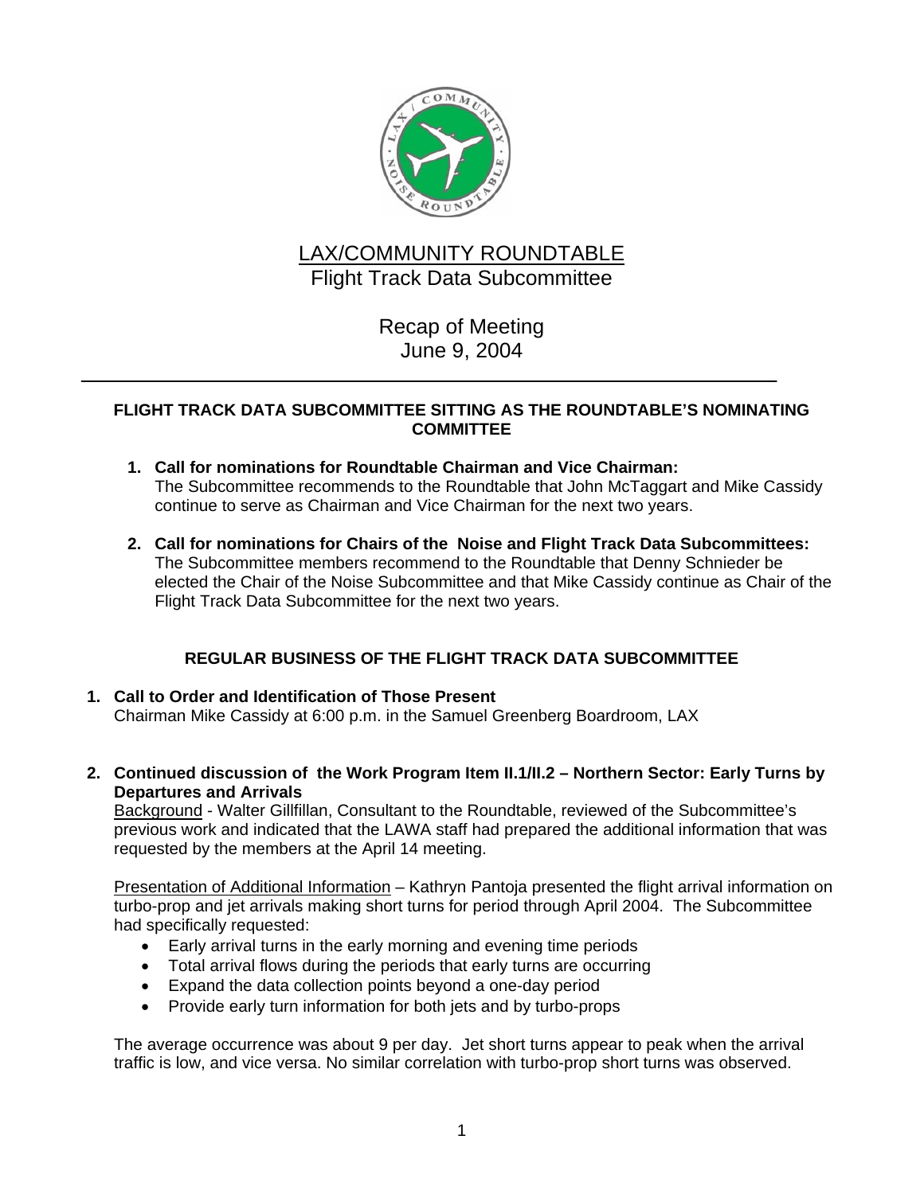# LAX/COMMUNITY ROUNDTABLE

## Flight Track Data Subcommittee

Recap of Meeting
June 9, 2004

---

### FLIGHT TRACK DATA SUBCOMMITTEE SITTING AS THE ROUNDTABLE'S NOMINATING COMMITTEE

1. **Call for nominations for Roundtable Chairman and Vice Chairman:**
   The Subcommittee recommends to the Roundtable that John McTaggart and Mike Cassidy continue to serve as Chairman and Vice Chairman for the next two years.

2. **Call for nominations for Chairs of the Noise and Flight Track Data Subcommittees:**
   The Subcommittee members recommend to the Roundtable that Denny Schnieder be elected the Chair of the Noise Subcommittee and that Mike Cassidy continue as Chair of the Flight Track Data Subcommittee for the next two years.

### REGULAR BUSINESS OF THE FLIGHT TRACK DATA SUBCOMMITTEE

1. **Call to Order and Identification of Those Present**
   Chairman Mike Cassidy at 6:00 p.m. in the Samuel Greenberg Boardroom, LAX

2. **Continued discussion of the Work Program Item II.1/II.2 – Northern Sector: Early Turns by Departures and Arrivals**
   Background - Walter Gillfillan, Consultant to the Roundtable, reviewed of the Subcommittee's previous work and indicated that the LAWA staff had prepared the additional information that was requested by the members at the April 14 meeting.

   Presentation of Additional Information – Kathryn Pantoja presented the flight arrival information on turbo-prop and jet arrivals making short turns for period through April 2004. The Subcommittee had specifically requested:

   - Early arrival turns in the early morning and evening time periods
   - Total arrival flows during the periods that early turns are occurring
   - Expand the data collection points beyond a one-day period
   - Provide early turn information for both jets and by turbo-props

   The average occurrence was about 9 per day. Jet short turns appear to peak when the arrival traffic is low, and vice versa. No similar correlation with turbo-prop short turns was observed.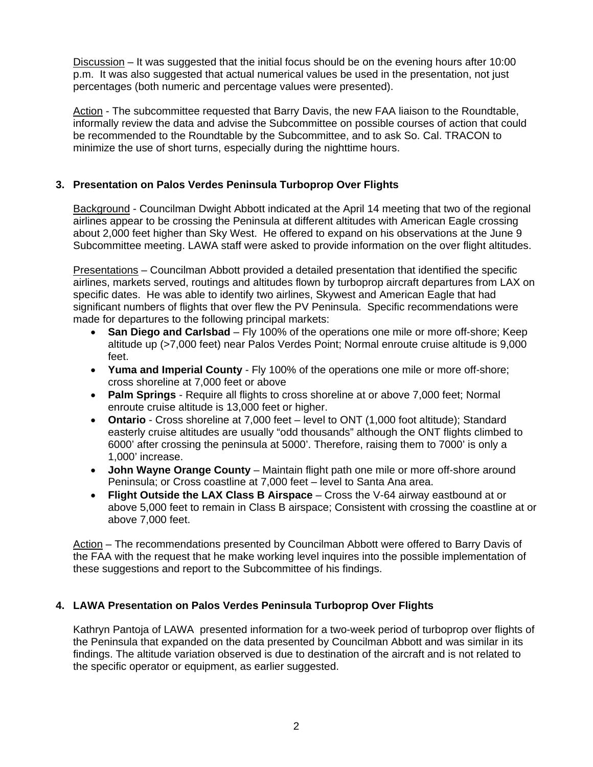Discussion – It was suggested that the initial focus should be on the evening hours after 10:00 p.m. It was also suggested that actual numerical values be used in the presentation, not just percentages (both numeric and percentage values were presented).

Action - The subcommittee requested that Barry Davis, the new FAA liaison to the Roundtable, informally review the data and advise the Subcommittee on possible courses of action that could be recommended to the Roundtable by the Subcommittee, and to ask So. Cal. TRACON to minimize the use of short turns, especially during the nighttime hours.

### 3. Presentation on Palos Verdes Peninsula Turboprop Over Flights

Background - Councilman Dwight Abbott indicated at the April 14 meeting that two of the regional airlines appear to be crossing the Peninsula at different altitudes with American Eagle crossing about 2,000 feet higher than Sky West. He offered to expand on his observations at the June 9 Subcommittee meeting. LAWA staff were asked to provide information on the over flight altitudes.

Presentations – Councilman Abbott provided a detailed presentation that identified the specific airlines, markets served, routings and altitudes flown by turboprop aircraft departures from LAX on specific dates. He was able to identify two airlines, Skywest and American Eagle that had significant numbers of flights that over flew the PV Peninsula. Specific recommendations were made for departures to the following principal markets:

- **San Diego and Carlsbad** – Fly 100% of the operations one mile or more off-shore; Keep altitude up (>7,000 feet) near Palos Verdes Point; Normal enroute cruise altitude is 9,000 feet.
- **Yuma and Imperial County** - Fly 100% of the operations one mile or more off-shore; cross shoreline at 7,000 feet or above
- **Palm Springs** - Require all flights to cross shoreline at or above 7,000 feet; Normal enroute cruise altitude is 13,000 feet or higher.
- **Ontario** - Cross shoreline at 7,000 feet – level to ONT (1,000 foot altitude); Standard easterly cruise altitudes are usually "odd thousands" although the ONT flights climbed to 6000' after crossing the peninsula at 5000'. Therefore, raising them to 7000' is only a 1,000' increase.
- **John Wayne Orange County** – Maintain flight path one mile or more off-shore around Peninsula; or Cross coastline at 7,000 feet – level to Santa Ana area.
- **Flight Outside the LAX Class B Airspace** – Cross the V-64 airway eastbound at or above 5,000 feet to remain in Class B airspace; Consistent with crossing the coastline at or above 7,000 feet.

Action – The recommendations presented by Councilman Abbott were offered to Barry Davis of the FAA with the request that he make working level inquires into the possible implementation of these suggestions and report to the Subcommittee of his findings.

### 4. LAWA Presentation on Palos Verdes Peninsula Turboprop Over Flights

Kathryn Pantoja of LAWA presented information for a two-week period of turboprop over flights of the Peninsula that expanded on the data presented by Councilman Abbott and was similar in its findings. The altitude variation observed is due to destination of the aircraft and is not related to the specific operator or equipment, as earlier suggested.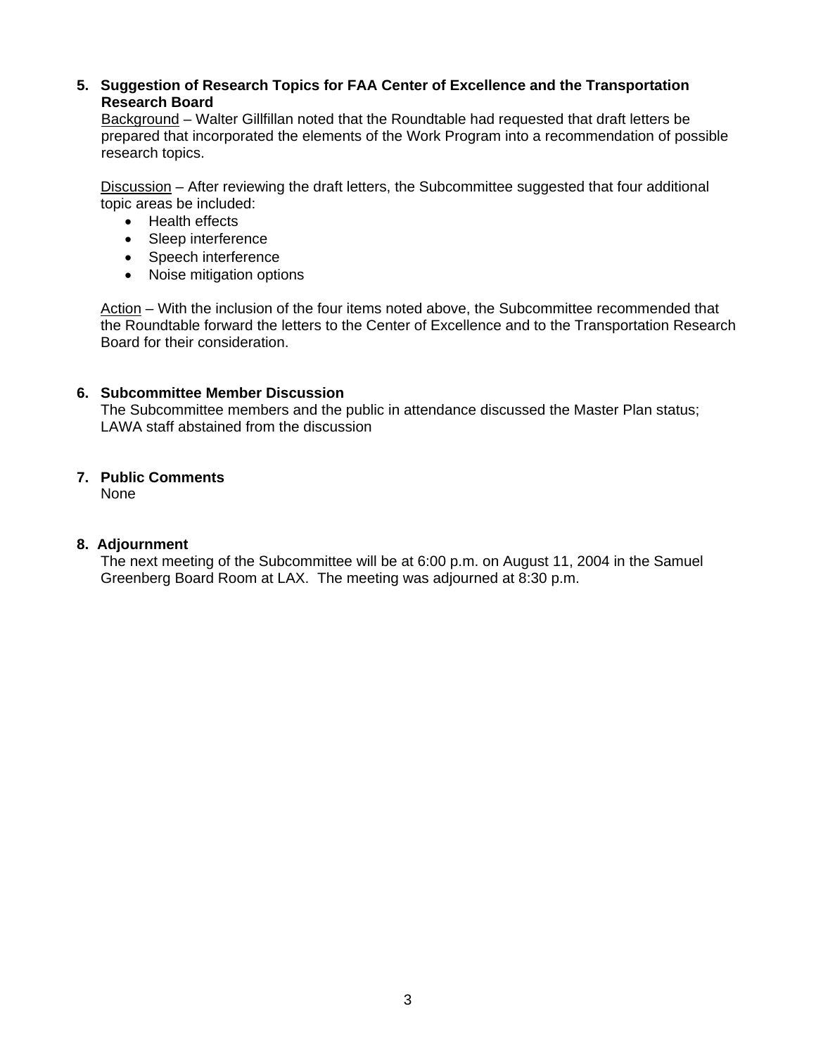## 5. Suggestion of Research Topics for FAA Center of Excellence and the Transportation Research Board

Background – Walter Gillfillan noted that the Roundtable had requested that draft letters be prepared that incorporated the elements of the Work Program into a recommendation of possible research topics.

Discussion – After reviewing the draft letters, the Subcommittee suggested that four additional topic areas be included:

- Health effects
- Sleep interference
- Speech interference
- Noise mitigation options

Action – With the inclusion of the four items noted above, the Subcommittee recommended that the Roundtable forward the letters to the Center of Excellence and to the Transportation Research Board for their consideration.

## 6. Subcommittee Member Discussion

The Subcommittee members and the public in attendance discussed the Master Plan status; LAWA staff abstained from the discussion

## 7. Public Comments

None

## 8. Adjournment

The next meeting of the Subcommittee will be at 6:00 p.m. on August 11, 2004 in the Samuel Greenberg Board Room at LAX. The meeting was adjourned at 8:30 p.m.